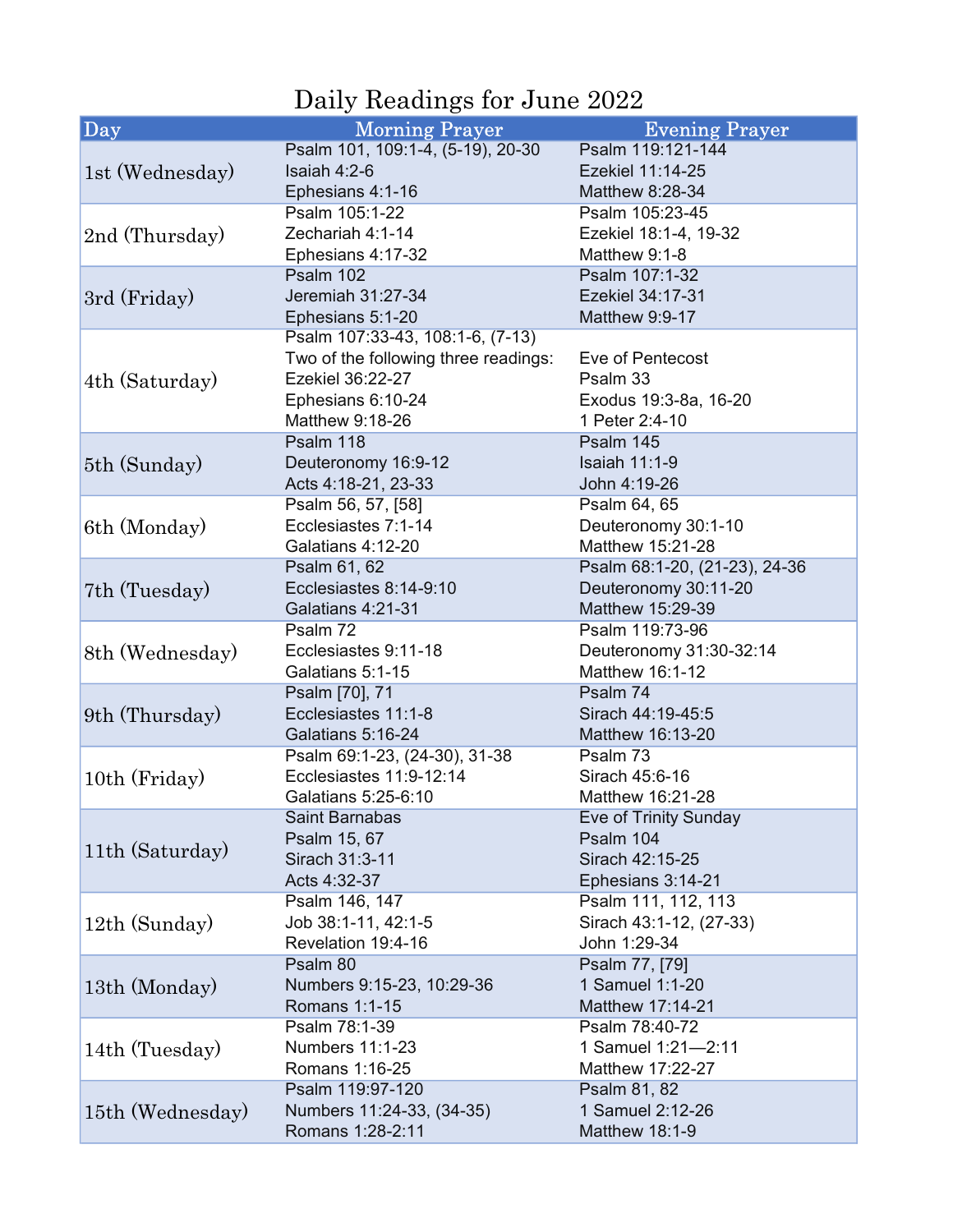# Daily Readings for June 2022

| Day | Morning Prayer | Evening Prayer |
|---|---|---|
| 1st (Wednesday) | Psalm 101, 109:1-4, (5-19), 20-30<br>Isaiah 4:2-6<br>Ephesians 4:1-16 | Psalm 119:121-144<br>Ezekiel 11:14-25<br>Matthew 8:28-34 |
| 2nd (Thursday) | Psalm 105:1-22<br>Zechariah 4:1-14<br>Ephesians 4:17-32 | Psalm 105:23-45<br>Ezekiel 18:1-4, 19-32<br>Matthew 9:1-8 |
| 3rd (Friday) | Psalm 102<br>Jeremiah 31:27-34<br>Ephesians 5:1-20 | Psalm 107:1-32<br>Ezekiel 34:17-31<br>Matthew 9:9-17 |
| 4th (Saturday) | Psalm 107:33-43, 108:1-6, (7-13)<br>Two of the following three readings:<br>Ezekiel 36:22-27<br>Ephesians 6:10-24<br>Matthew 9:18-26 | Eve of Pentecost<br>Psalm 33<br>Exodus 19:3-8a, 16-20<br>1 Peter 2:4-10 |
| 5th (Sunday) | Psalm 118<br>Deuteronomy 16:9-12<br>Acts 4:18-21, 23-33 | Psalm 145<br>Isaiah 11:1-9<br>John 4:19-26 |
| 6th (Monday) | Psalm 56, 57, [58]<br>Ecclesiastes 7:1-14<br>Galatians 4:12-20 | Psalm 64, 65<br>Deuteronomy 30:1-10<br>Matthew 15:21-28 |
| 7th (Tuesday) | Psalm 61, 62<br>Ecclesiastes 8:14-9:10<br>Galatians 4:21-31 | Psalm 68:1-20, (21-23), 24-36<br>Deuteronomy 30:11-20<br>Matthew 15:29-39 |
| 8th (Wednesday) | Psalm 72<br>Ecclesiastes 9:11-18<br>Galatians 5:1-15 | Psalm 119:73-96<br>Deuteronomy 31:30-32:14<br>Matthew 16:1-12 |
| 9th (Thursday) | Psalm [70], 71<br>Ecclesiastes 11:1-8<br>Galatians 5:16-24 | Psalm 74<br>Sirach 44:19-45:5<br>Matthew 16:13-20 |
| 10th (Friday) | Psalm 69:1-23, (24-30), 31-38<br>Ecclesiastes 11:9-12:14<br>Galatians 5:25-6:10 | Psalm 73<br>Sirach 45:6-16<br>Matthew 16:21-28 |
| 11th (Saturday) | Saint Barnabas<br>Psalm 15, 67<br>Sirach 31:3-11<br>Acts 4:32-37 | Eve of Trinity Sunday<br>Psalm 104<br>Sirach 42:15-25<br>Ephesians 3:14-21 |
| 12th (Sunday) | Psalm 146, 147<br>Job 38:1-11, 42:1-5<br>Revelation 19:4-16 | Psalm 111, 112, 113<br>Sirach 43:1-12, (27-33)<br>John 1:29-34 |
| 13th (Monday) | Psalm 80<br>Numbers 9:15-23, 10:29-36<br>Romans 1:1-15 | Psalm 77, [79]<br>1 Samuel 1:1-20<br>Matthew 17:14-21 |
| 14th (Tuesday) | Psalm 78:1-39<br>Numbers 11:1-23<br>Romans 1:16-25 | Psalm 78:40-72<br>1 Samuel 1:21—2:11<br>Matthew 17:22-27 |
| 15th (Wednesday) | Psalm 119:97-120<br>Numbers 11:24-33, (34-35)<br>Romans 1:28-2:11 | Psalm 81, 82<br>1 Samuel 2:12-26<br>Matthew 18:1-9 |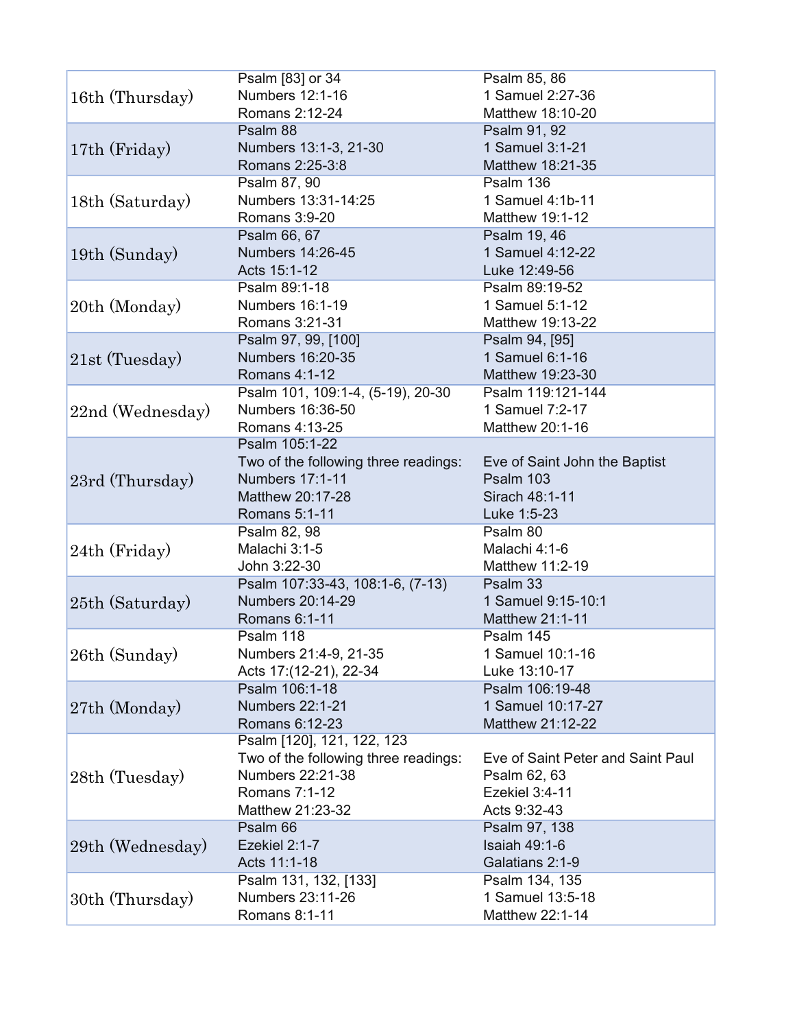| | | |
|---|---|---|
| 16th (Thursday) | Psalm [83] or 34<br>Numbers 12:1-16<br>Romans 2:12-24 | Psalm 85, 86<br>1 Samuel 2:27-36<br>Matthew 18:10-20 |
| 17th (Friday) | Psalm 88<br>Numbers 13:1-3, 21-30<br>Romans 2:25-3:8 | Psalm 91, 92<br>1 Samuel 3:1-21<br>Matthew 18:21-35 |
| 18th (Saturday) | Psalm 87, 90<br>Numbers 13:31-14:25<br>Romans 3:9-20 | Psalm 136<br>1 Samuel 4:1b-11<br>Matthew 19:1-12 |
| 19th (Sunday) | Psalm 66, 67<br>Numbers 14:26-45<br>Acts 15:1-12 | Psalm 19, 46<br>1 Samuel 4:12-22<br>Luke 12:49-56 |
| 20th (Monday) | Psalm 89:1-18<br>Numbers 16:1-19<br>Romans 3:21-31 | Psalm 89:19-52<br>1 Samuel 5:1-12<br>Matthew 19:13-22 |
| 21st (Tuesday) | Psalm 97, 99, [100]<br>Numbers 16:20-35<br>Romans 4:1-12 | Psalm 94, [95]<br>1 Samuel 6:1-16<br>Matthew 19:23-30 |
| 22nd (Wednesday) | Psalm 101, 109:1-4, (5-19), 20-30<br>Numbers 16:36-50<br>Romans 4:13-25 | Psalm 119:121-144<br>1 Samuel 7:2-17<br>Matthew 20:1-16 |
| 23rd (Thursday) | Psalm 105:1-22<br>Two of the following three readings:<br>Numbers 17:1-11<br>Matthew 20:17-28<br>Romans 5:1-11 | Eve of Saint John the Baptist<br>Psalm 103<br>Sirach 48:1-11<br>Luke 1:5-23 |
| 24th (Friday) | Psalm 82, 98<br>Malachi 3:1-5<br>John 3:22-30 | Psalm 80<br>Malachi 4:1-6<br>Matthew 11:2-19 |
| 25th (Saturday) | Psalm 107:33-43, 108:1-6, (7-13)<br>Numbers 20:14-29<br>Romans 6:1-11 | Psalm 33<br>1 Samuel 9:15-10:1<br>Matthew 21:1-11 |
| 26th (Sunday) | Psalm 118<br>Numbers 21:4-9, 21-35<br>Acts 17:(12-21), 22-34 | Psalm 145<br>1 Samuel 10:1-16<br>Luke 13:10-17 |
| 27th (Monday) | Psalm 106:1-18<br>Numbers 22:1-21<br>Romans 6:12-23 | Psalm 106:19-48<br>1 Samuel 10:17-27<br>Matthew 21:12-22 |
| 28th (Tuesday) | Psalm [120], 121, 122, 123<br>Two of the following three readings:<br>Numbers 22:21-38<br>Romans 7:1-12<br>Matthew 21:23-32 | Eve of Saint Peter and Saint Paul<br>Psalm 62, 63<br>Ezekiel 3:4-11<br>Acts 9:32-43 |
| 29th (Wednesday) | Psalm 66<br>Ezekiel 2:1-7<br>Acts 11:1-18 | Psalm 97, 138<br>Isaiah 49:1-6<br>Galatians 2:1-9 |
| 30th (Thursday) | Psalm 131, 132, [133]<br>Numbers 23:11-26<br>Romans 8:1-11 | Psalm 134, 135<br>1 Samuel 13:5-18<br>Matthew 22:1-14 |